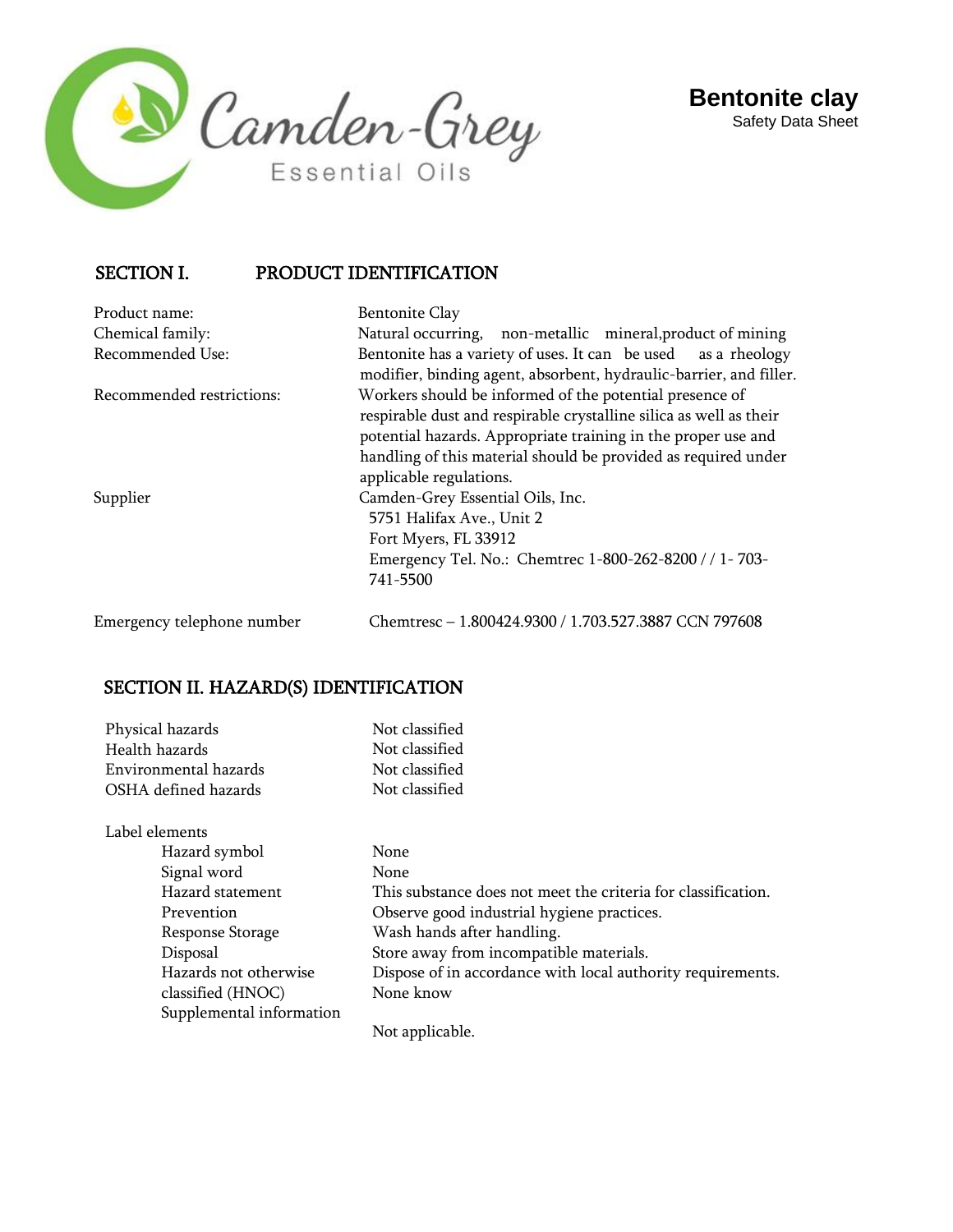# Bentonite clay

Safety Data Sheet

## SECTION I. PRODUCT IDENTIFICATION

| | |
|---|---|
| Product name: | Bentonite Clay |
| Chemical family: | Natural occurring, non-metallic mineral,product of mining |
| Recommended Use: | Bentonite has a variety of uses. It can be used as a rheology modifier, binding agent, absorbent, hydraulic-barrier, and filler. |
| Recommended restrictions: | Workers should be informed of the potential presence of respirable dust and respirable crystalline silica as well as their potential hazards. Appropriate training in the proper use and handling of this material should be provided as required under applicable regulations. |
| Supplier | Camden-Grey Essential Oils, Inc.<br>5751 Halifax Ave., Unit 2<br>Fort Myers, FL 33912<br>Emergency Tel. No.: Chemtrec 1-800-262-8200 / / 1- 703-741-5500 |
| Emergency telephone number | Chemtresc – 1.800424.9300 / 1.703.527.3887 CCN 797608 |

## SECTION II. HAZARD(S) IDENTIFICATION

| | |
|---|---|
| Physical hazards | Not classified |
| Health hazards | Not classified |
| Environmental hazards | Not classified |
| OSHA defined hazards | Not classified |

Label elements

| | |
|---|---|
| Hazard symbol | None |
| Signal word | None |
| Hazard statement | This substance does not meet the criteria for classification. |
| Prevention | Observe good industrial hygiene practices. |
| Response Storage | Wash hands after handling. |
| Disposal | Store away from incompatible materials. |
| Hazards not otherwise classified (HNOC) | Dispose of in accordance with local authority requirements. |
| | None know |
| Supplemental information | Not applicable. |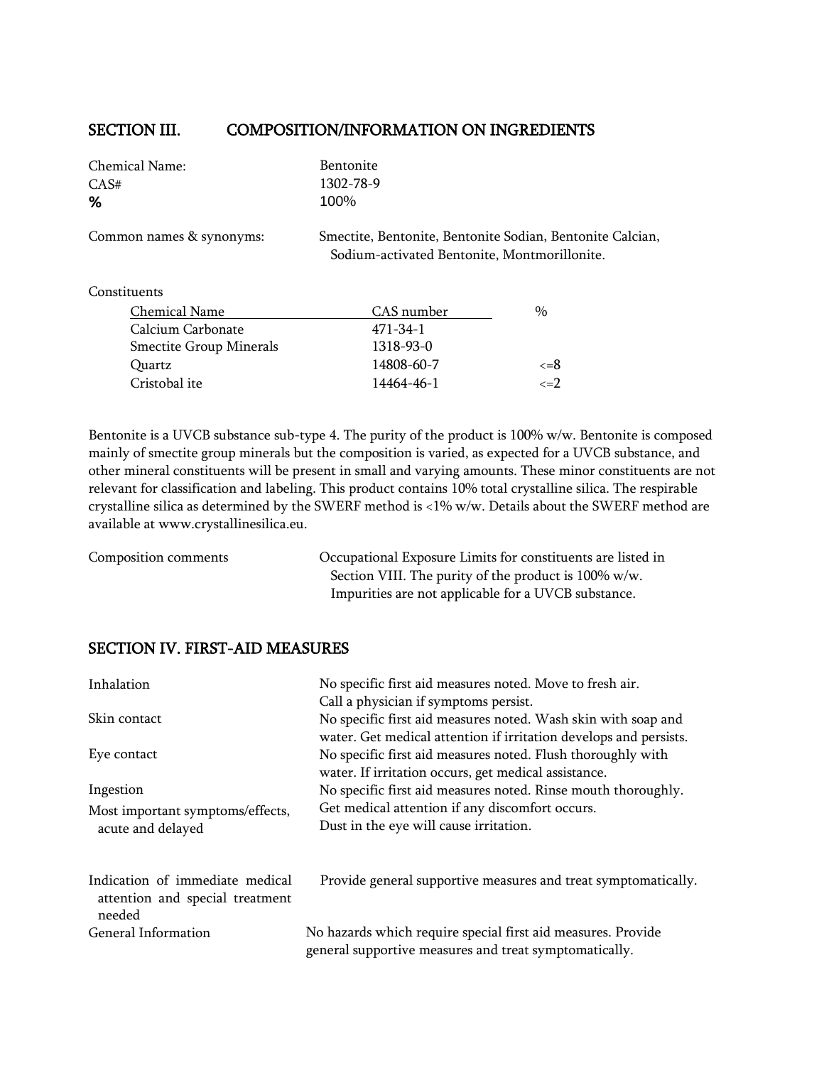## SECTION III. COMPOSITION/INFORMATION ON INGREDIENTS

| | |
|---|---|
| Chemical Name: | Bentonite |
| CAS# | 1302-78-9 |
| **%** | 100% |

Common names & synonyms: Smectite, Bentonite, Bentonite Sodian, Bentonite Calcian, Sodium-activated Bentonite, Montmorillonite.

Constituents

| Chemical Name | CAS number | % |
|---|---|---|
| Calcium Carbonate | 471-34-1 | |
| Smectite Group Minerals | 1318-93-0 | |
| Quartz | 14808-60-7 | <=8 |
| Cristobal ite | 14464-46-1 | <=2 |

Bentonite is a UVCB substance sub-type 4. The purity of the product is 100% w/w. Bentonite is composed mainly of smectite group minerals but the composition is varied, as expected for a UVCB substance, and other mineral constituents will be present in small and varying amounts. These minor constituents are not relevant for classification and labeling. This product contains 10% total crystalline silica. The respirable crystalline silica as determined by the SWERF method is <1% w/w. Details about the SWERF method are available at www.crystallinesilica.eu.

Composition comments: Occupational Exposure Limits for constituents are listed in Section VIII. The purity of the product is 100% w/w. Impurities are not applicable for a UVCB substance.

## SECTION IV. FIRST-AID MEASURES

| | |
|---|---|
| Inhalation | No specific first aid measures noted. Move to fresh air. Call a physician if symptoms persist. |
| Skin contact | No specific first aid measures noted. Wash skin with soap and water. Get medical attention if irritation develops and persists. |
| Eye contact | No specific first aid measures noted. Flush thoroughly with water. If irritation occurs, get medical assistance. |
| Ingestion | No specific first aid measures noted. Rinse mouth thoroughly. Get medical attention if any discomfort occurs. |
| Most important symptoms/effects, acute and delayed | Dust in the eye will cause irritation. |
| Indication of immediate medical attention and special treatment needed | Provide general supportive measures and treat symptomatically. |
| General Information | No hazards which require special first aid measures. Provide general supportive measures and treat symptomatically. |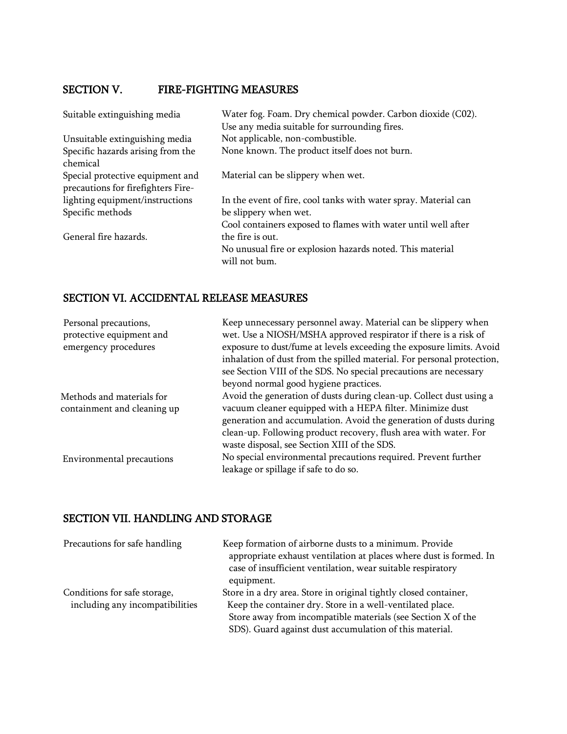## SECTION V. FIRE-FIGHTING MEASURES

| | |
|---|---|
| Suitable extinguishing media | Water fog. Foam. Dry chemical powder. Carbon dioxide (C02). Use any media suitable for surrounding fires. |
| Unsuitable extinguishing media | Not applicable, non-combustible. |
| Specific hazards arising from the chemical | None known. The product itself does not burn. |
| Special protective equipment and precautions for firefighters | Material can be slippery when wet. |
| Fire-lighting equipment/instructions | In the event of fire, cool tanks with water spray. Material can be slippery when wet. |
| Specific methods | Cool containers exposed to flames with water until well after the fire is out. |
| General fire hazards. | No unusual fire or explosion hazards noted. This material will not bum. |

## SECTION VI. ACCIDENTAL RELEASE MEASURES

| | |
|---|---|
| Personal precautions, protective equipment and emergency procedures | Keep unnecessary personnel away. Material can be slippery when wet. Use a NIOSH/MSHA approved respirator if there is a risk of exposure to dust/fume at levels exceeding the exposure limits. Avoid inhalation of dust from the spilled material. For personal protection, see Section VIII of the SDS. No special precautions are necessary beyond normal good hygiene practices. |
| Methods and materials for containment and cleaning up | Avoid the generation of dusts during clean-up. Collect dust using a vacuum cleaner equipped with a HEPA filter. Minimize dust generation and accumulation. Avoid the generation of dusts during clean-up. Following product recovery, flush area with water. For waste disposal, see Section XIII of the SDS. |
| Environmental precautions | No special environmental precautions required. Prevent further leakage or spillage if safe to do so. |

## SECTION VII. HANDLING AND STORAGE

| | |
|---|---|
| Precautions for safe handling | Keep formation of airborne dusts to a minimum. Provide appropriate exhaust ventilation at places where dust is formed. In case of insufficient ventilation, wear suitable respiratory equipment. |
| Conditions for safe storage, including any incompatibilities | Store in a dry area. Store in original tightly closed container, Keep the container dry. Store in a well-ventilated place. Store away from incompatible materials (see Section X of the SDS). Guard against dust accumulation of this material. |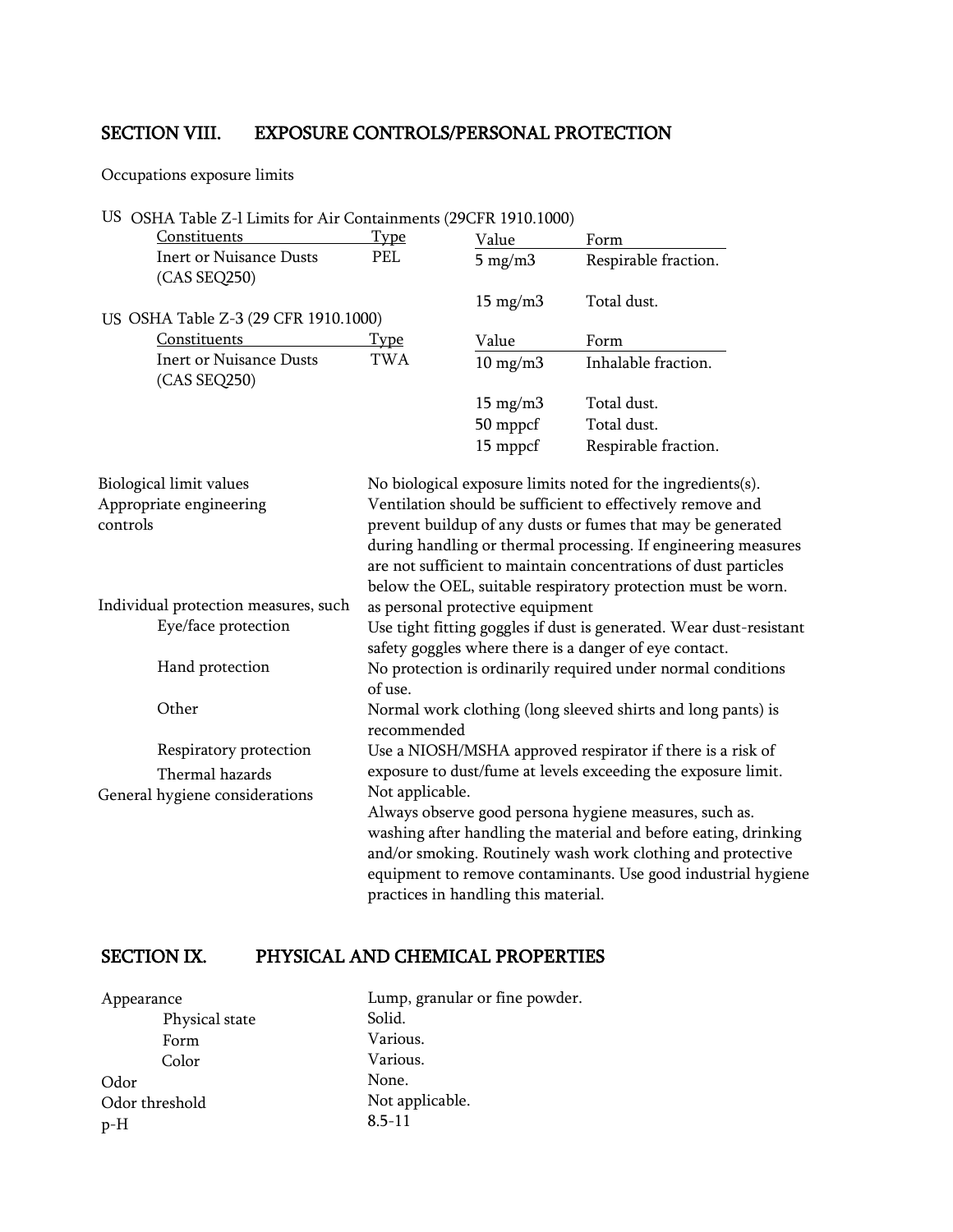## SECTION VIII. EXPOSURE CONTROLS/PERSONAL PROTECTION

Occupations exposure limits

US OSHA Table Z-l Limits for Air Containments (29CFR 1910.1000)

| Constituents | Type | Value | Form |
|---|---|---|---|
| Inert or Nuisance Dusts (CAS SEQ250) | PEL | 5 mg/m3 | Respirable fraction. |
| | | 15 mg/m3 | Total dust. |

US OSHA Table Z-3 (29 CFR 1910.1000)

| Constituents | Type | Value | Form |
|---|---|---|---|
| Inert or Nuisance Dusts (CAS SEQ250) | TWA | 10 mg/m3 | Inhalable fraction. |
| | | 15 mg/m3 | Total dust. |
| | | 50 mppcf | Total dust. |
| | | 15 mppcf | Respirable fraction. |

Biological limit values: No biological exposure limits noted for the ingredients(s).

Appropriate engineering controls: Ventilation should be sufficient to effectively remove and prevent buildup of any dusts or fumes that may be generated during handling or thermal processing. If engineering measures are not sufficient to maintain concentrations of dust particles below the OEL, suitable respiratory protection must be worn.

Individual protection measures, such as personal protective equipment

- Eye/face protection: Use tight fitting goggles if dust is generated. Wear dust-resistant safety goggles where there is a danger of eye contact.
- Hand protection: No protection is ordinarily required under normal conditions of use.
- Other: Normal work clothing (long sleeved shirts and long pants) is recommended
- Respiratory protection: Use a NIOSH/MSHA approved respirator if there is a risk of exposure to dust/fume at levels exceeding the exposure limit.
- Thermal hazards: Not applicable.

General hygiene considerations: Always observe good persona hygiene measures, such as. washing after handling the material and before eating, drinking and/or smoking. Routinely wash work clothing and protective equipment to remove contaminants. Use good industrial hygiene practices in handling this material.

## SECTION IX. PHYSICAL AND CHEMICAL PROPERTIES

Appearance: Lump, granular or fine powder.

- Physical state: Solid.
- Form: Various.
- Color: Various.

Odor: None.

Odor threshold: Not applicable.

p-H: 8.5-11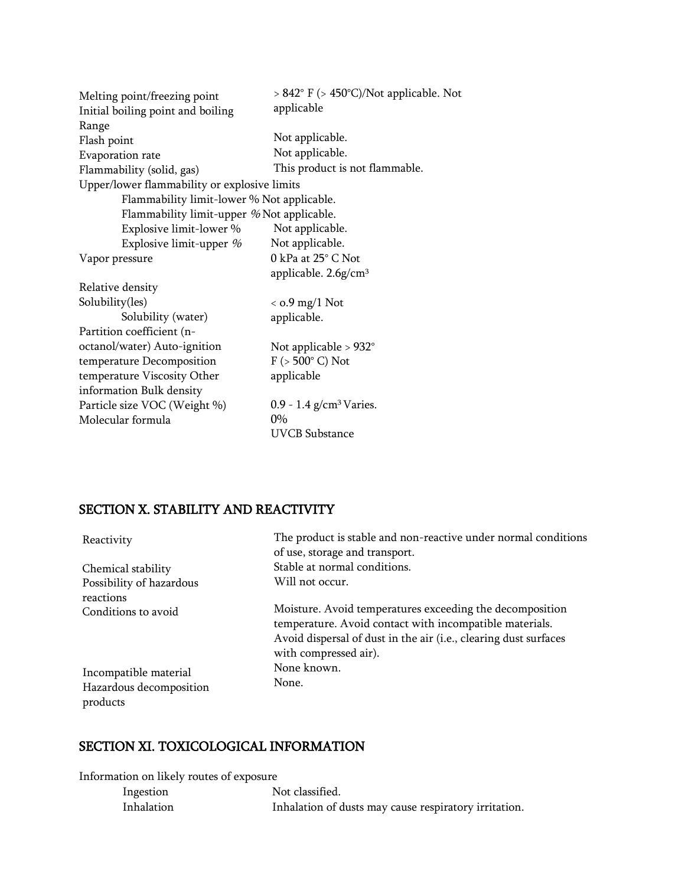| | |
|---|---|
| Melting point/freezing point | > 842° F (> 450°C)/Not applicable. Not |
| Initial boiling point and boiling Range | applicable |
| Flash point | Not applicable. |
| Evaporation rate | Not applicable. |
| Flammability (solid, gas) | This product is not flammable. |
| Upper/lower flammability or explosive limits | |
| Flammability limit-lower % | Not applicable. |
| Flammability limit-upper % | Not applicable. |
| Explosive limit-lower % | Not applicable. |
| Explosive limit-upper % | Not applicable. |
| Vapor pressure | 0 kPa at 25° C Not applicable. 2.6g/cm³ |
| Relative density | |
| Solubility(ies) | < o.9 mg/1 Not |
| Solubility (water) | applicable. |
| Partition coefficient (n-octanol/water) Auto-ignition temperature Decomposition temperature Viscosity Other information Bulk density | Not applicable > 932° F (> 500° C) Not applicable |
| Particle size VOC (Weight %) | 0.9 - 1.4 g/cm³ Varies. |
| Molecular formula | 0% |
| | UVCB Substance |

## SECTION X. STABILITY AND REACTIVITY

| | |
|---|---|
| Reactivity | The product is stable and non-reactive under normal conditions of use, storage and transport. |
| Chemical stability | Stable at normal conditions. |
| Possibility of hazardous reactions | Will not occur. |
| Conditions to avoid | Moisture. Avoid temperatures exceeding the decomposition temperature. Avoid contact with incompatible materials. Avoid dispersal of dust in the air (i.e., clearing dust surfaces with compressed air). |
| Incompatible material | None known. |
| Hazardous decomposition products | None. |

## SECTION XI. TOXICOLOGICAL INFORMATION

Information on likely routes of exposure

| | |
|---|---|
| Ingestion | Not classified. |
| Inhalation | Inhalation of dusts may cause respiratory irritation. |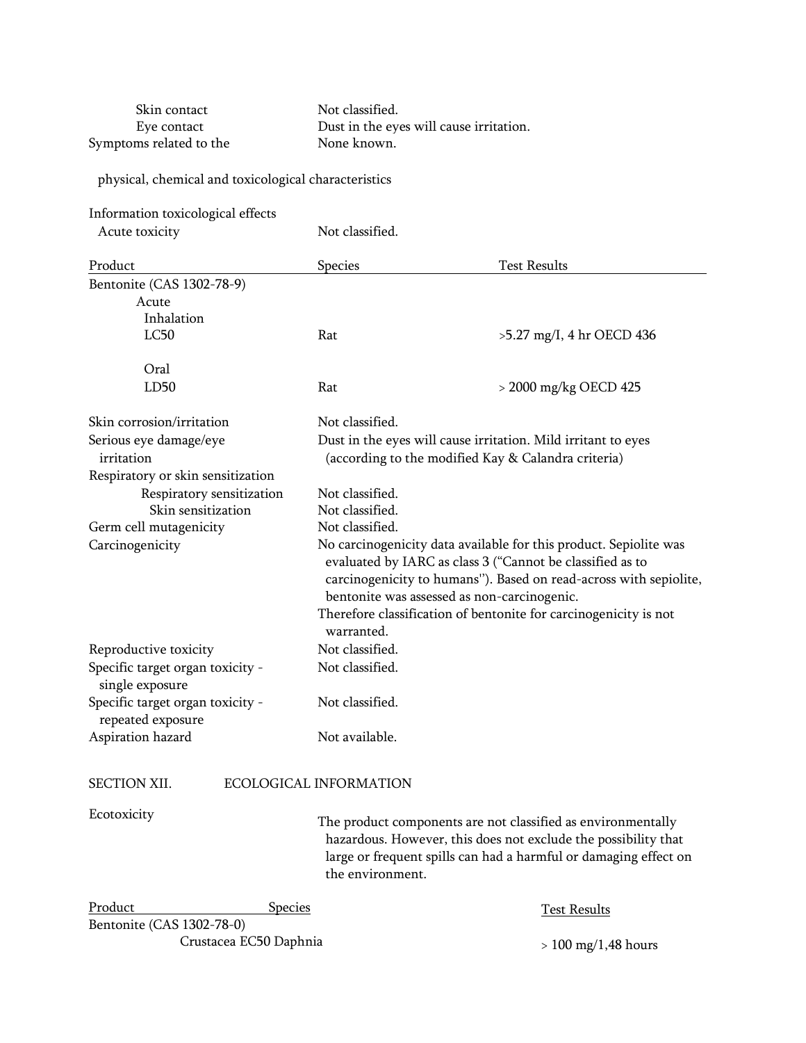| | |
|---|---|
| Skin contact | Not classified. |
| Eye contact | Dust in the eyes will cause irritation. |
| Symptoms related to the physical, chemical and toxicological characteristics | None known. |

Information toxicological effects

| | |
|---|---|
| Acute toxicity | Not classified. |

| Product | Species | Test Results |
|---|---|---|
| Bentonite (CAS 1302-78-9) | | |
| Acute | | |
| Inhalation | | |
| LC50 | Rat | >5.27 mg/I, 4 hr OECD 436 |
| Oral | | |
| LD50 | Rat | > 2000 mg/kg OECD 425 |

| | |
|---|---|
| Skin corrosion/irritation | Not classified. |
| Serious eye damage/eye irritation | Dust in the eyes will cause irritation. Mild irritant to eyes (according to the modified Kay & Calandra criteria) |
| Respiratory or skin sensitization | |
| Respiratory sensitization | Not classified. |
| Skin sensitization | Not classified. |
| Germ cell mutagenicity | Not classified. |
| Carcinogenicity | No carcinogenicity data available for this product. Sepiolite was evaluated by IARC as class 3 ("Cannot be classified as to carcinogenicity to humans"). Based on read-across with sepiolite, bentonite was assessed as non-carcinogenic. Therefore classification of bentonite for carcinogenicity is not warranted. |
| Reproductive toxicity | Not classified. |
| Specific target organ toxicity - single exposure | Not classified. |
| Specific target organ toxicity - repeated exposure | Not classified. |
| Aspiration hazard | Not available. |

## SECTION XII. ECOLOGICAL INFORMATION

| | |
|---|---|
| Ecotoxicity | The product components are not classified as environmentally hazardous. However, this does not exclude the possibility that large or frequent spills can had a harmful or damaging effect on the environment. |

| Product | Species | Test Results |
|---|---|---|
| Bentonite (CAS 1302-78-0) | | |
| | Crustacea EC50 Daphnia | > 100 mg/1,48 hours |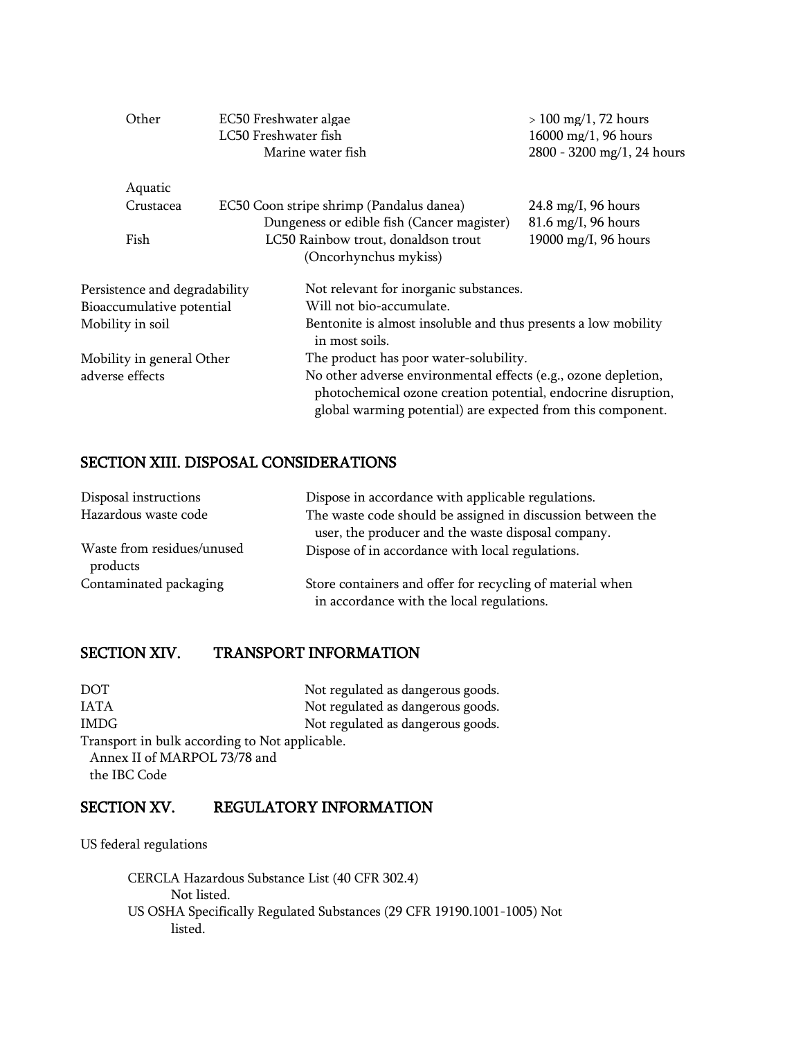| | | |
|---|---|---|
| Other | EC50 Freshwater algae | > 100 mg/1, 72 hours |
| | LC50 Freshwater fish | 16000 mg/1, 96 hours |
| | Marine water fish | 2800 - 3200 mg/1, 24 hours |
| Aquatic | | |
| Crustacea | EC50 Coon stripe shrimp (Pandalus danea) | 24.8 mg/I, 96 hours |
| | Dungeness or edible fish (Cancer magister) | 81.6 mg/I, 96 hours |
| Fish | LC50 Rainbow trout, donaldson trout (Oncorhynchus mykiss) | 19000 mg/I, 96 hours |

| | |
|---|---|
| Persistence and degradability | Not relevant for inorganic substances. |
| Bioaccumulative potential | Will not bio-accumulate. |
| Mobility in soil | Bentonite is almost insoluble and thus presents a low mobility in most soils. |
| Mobility in general Other adverse effects | The product has poor water-solubility. No other adverse environmental effects (e.g., ozone depletion, photochemical ozone creation potential, endocrine disruption, global warming potential) are expected from this component. |

## SECTION XIII. DISPOSAL CONSIDERATIONS

| | |
|---|---|
| Disposal instructions | Dispose in accordance with applicable regulations. |
| Hazardous waste code | The waste code should be assigned in discussion between the user, the producer and the waste disposal company. |
| Waste from residues/unused products | Dispose of in accordance with local regulations. |
| Contaminated packaging | Store containers and offer for recycling of material when in accordance with the local regulations. |

## SECTION XIV. TRANSPORT INFORMATION

| | |
|---|---|
| DOT | Not regulated as dangerous goods. |
| IATA | Not regulated as dangerous goods. |
| IMDG | Not regulated as dangerous goods. |
| Transport in bulk according to Annex II of MARPOL 73/78 and the IBC Code | Not applicable. |

## SECTION XV. REGULATORY INFORMATION

US federal regulations

CERCLA Hazardous Substance List (40 CFR 302.4)
Not listed.
US OSHA Specifically Regulated Substances (29 CFR 19190.1001-1005) Not listed.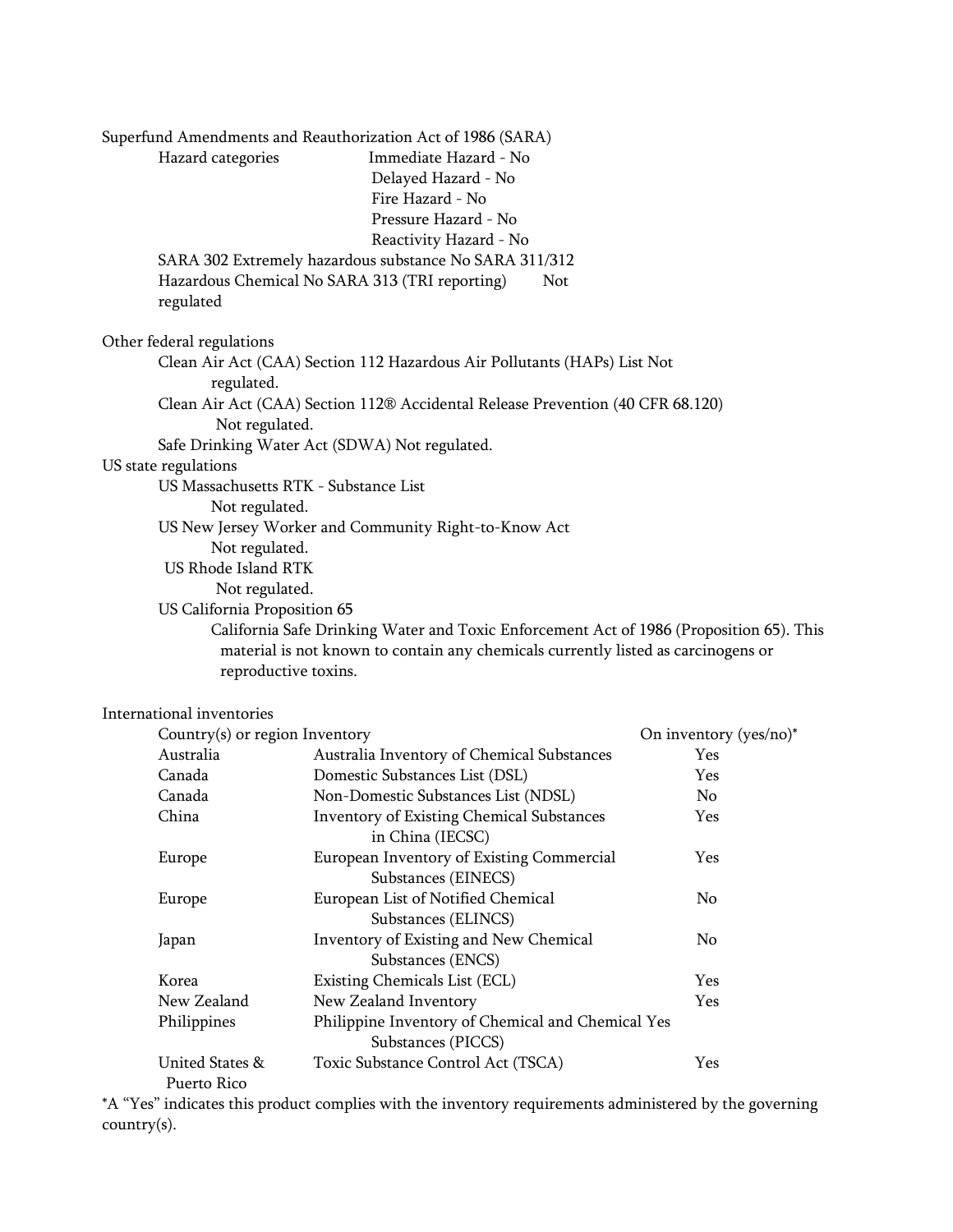Superfund Amendments and Reauthorization Act of 1986 (SARA)

Hazard categories
- Immediate Hazard - No
- Delayed Hazard - No
- Fire Hazard - No
- Pressure Hazard - No
- Reactivity Hazard - No

SARA 302 Extremely hazardous substance No SARA 311/312 Hazardous Chemical No SARA 313 (TRI reporting) Not regulated

Other federal regulations

Clean Air Act (CAA) Section 112 Hazardous Air Pollutants (HAPs) List Not regulated.

Clean Air Act (CAA) Section 112® Accidental Release Prevention (40 CFR 68.120) Not regulated.

Safe Drinking Water Act (SDWA) Not regulated.

US state regulations

US Massachusetts RTK - Substance List
Not regulated.

US New Jersey Worker and Community Right-to-Know Act
Not regulated.

US Rhode Island RTK
Not regulated.

US California Proposition 65
California Safe Drinking Water and Toxic Enforcement Act of 1986 (Proposition 65). This material is not known to contain any chemicals currently listed as carcinogens or reproductive toxins.

International inventories

| Country(s) or region | Inventory | On inventory (yes/no)* |
|---|---|---|
| Australia | Australia Inventory of Chemical Substances | Yes |
| Canada | Domestic Substances List (DSL) | Yes |
| Canada | Non-Domestic Substances List (NDSL) | No |
| China | Inventory of Existing Chemical Substances in China (IECSC) | Yes |
| Europe | European Inventory of Existing Commercial Substances (EINECS) | Yes |
| Europe | European List of Notified Chemical Substances (ELINCS) | No |
| Japan | Inventory of Existing and New Chemical Substances (ENCS) | No |
| Korea | Existing Chemicals List (ECL) | Yes |
| New Zealand | New Zealand Inventory | Yes |
| Philippines | Philippine Inventory of Chemical and Chemical Substances (PICCS) | Yes |
| United States & Puerto Rico | Toxic Substance Control Act (TSCA) | Yes |

*A "Yes" indicates this product complies with the inventory requirements administered by the governing country(s).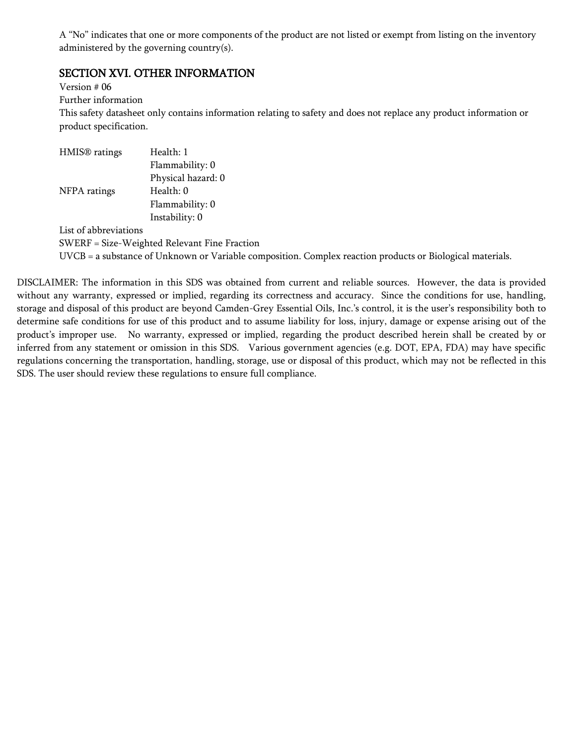A “No” indicates that one or more components of the product are not listed or exempt from listing on the inventory administered by the governing country(s).

## SECTION XVI. OTHER INFORMATION

Version # 06

Further information

This safety datasheet only contains information relating to safety and does not replace any product information or product specification.

| | |
|---|---|
| HMIS® ratings | Health: 1 |
| | Flammability: 0 |
| | Physical hazard: 0 |
| NFPA ratings | Health: 0 |
| | Flammability: 0 |
| | Instability: 0 |

List of abbreviations

SWERF = Size-Weighted Relevant Fine Fraction

UVCB = a substance of Unknown or Variable composition. Complex reaction products or Biological materials.

DISCLAIMER: The information in this SDS was obtained from current and reliable sources. However, the data is provided without any warranty, expressed or implied, regarding its correctness and accuracy. Since the conditions for use, handling, storage and disposal of this product are beyond Camden-Grey Essential Oils, Inc.’s control, it is the user’s responsibility both to determine safe conditions for use of this product and to assume liability for loss, injury, damage or expense arising out of the product’s improper use. No warranty, expressed or implied, regarding the product described herein shall be created by or inferred from any statement or omission in this SDS. Various government agencies (e.g. DOT, EPA, FDA) may have specific regulations concerning the transportation, handling, storage, use or disposal of this product, which may not be reflected in this SDS. The user should review these regulations to ensure full compliance.